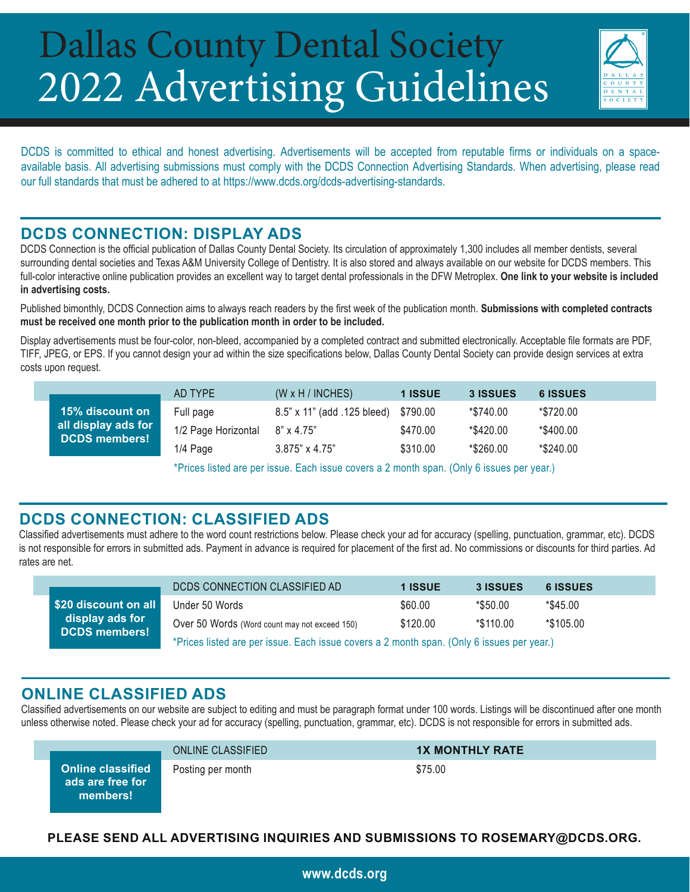# Dallas County Dental Society 2022 Advertising Guidelines

DCDS is committed to ethical and honest advertising. Advertisements will be accepted from reputable firms or individuals on a space-available basis. All advertising submissions must comply with the DCDS Connection Advertising Standards. When advertising, please read our full standards that must be adhered to at https://www.dcds.org/dcds-advertising-standards.

## DCDS CONNECTION: DISPLAY ADS

DCDS Connection is the official publication of Dallas County Dental Society. Its circulation of approximately 1,300 includes all member dentists, several surrounding dental societies and Texas A&M University College of Dentistry. It is also stored and always available on our website for DCDS members. This full-color interactive online publication provides an excellent way to target dental professionals in the DFW Metroplex. **One link to your website is included in advertising costs.**

Published bimonthly, DCDS Connection aims to always reach readers by the first week of the publication month. **Submissions with completed contracts must be received one month prior to the publication month in order to be included.**

Display advertisements must be four-color, non-bleed, accompanied by a completed contract and submitted electronically. Acceptable file formats are PDF, TIFF, JPEG, or EPS. If you cannot design your ad within the size specifications below, Dallas County Dental Society can provide design services at extra costs upon request.

**15% discount on all display ads for DCDS members!**

| AD TYPE | (W x H / INCHES) | 1 ISSUE | 3 ISSUES | 6 ISSUES |
|---|---|---|---|---|
| Full page | 8.5" x 11" (add .125 bleed) | $790.00 | *$740.00 | *$720.00 |
| 1/2 Page Horizontal | 8" x 4.75" | $470.00 | *$420.00 | *$400.00 |
| 1/4 Page | 3.875" x 4.75" | $310.00 | *$260.00 | *$240.00 |

*Prices listed are per issue. Each issue covers a 2 month span. (Only 6 issues per year.)

## DCDS CONNECTION: CLASSIFIED ADS

Classified advertisements must adhere to the word count restrictions below. Please check your ad for accuracy (spelling, punctuation, grammar, etc). DCDS is not responsible for errors in submitted ads. Payment in advance is required for placement of the first ad. No commissions or discounts for third parties. Ad rates are net.

**$20 discount on all display ads for DCDS members!**

| DCDS CONNECTION CLASSIFIED AD | 1 ISSUE | 3 ISSUES | 6 ISSUES |
|---|---|---|---|
| Under 50 Words | $60.00 | *$50.00 | *$45.00 |
| Over 50 Words (Word count may not exceed 150) | $120.00 | *$110.00 | *$105.00 |

*Prices listed are per issue. Each issue covers a 2 month span. (Only 6 issues per year.)

## ONLINE CLASSIFIED ADS

Classified advertisements on our website are subject to editing and must be paragraph format under 100 words. Listings will be discontinued after one month unless otherwise noted. Please check your ad for accuracy (spelling, punctuation, grammar, etc). DCDS is not responsible for errors in submitted ads.

**Online classified ads are free for members!**

| ONLINE CLASSIFIED | 1X MONTHLY RATE |
|---|---|
| Posting per month | $75.00 |

**PLEASE SEND ALL ADVERTISING INQUIRIES AND SUBMISSIONS TO ROSEMARY@DCDS.ORG.**

www.dcds.org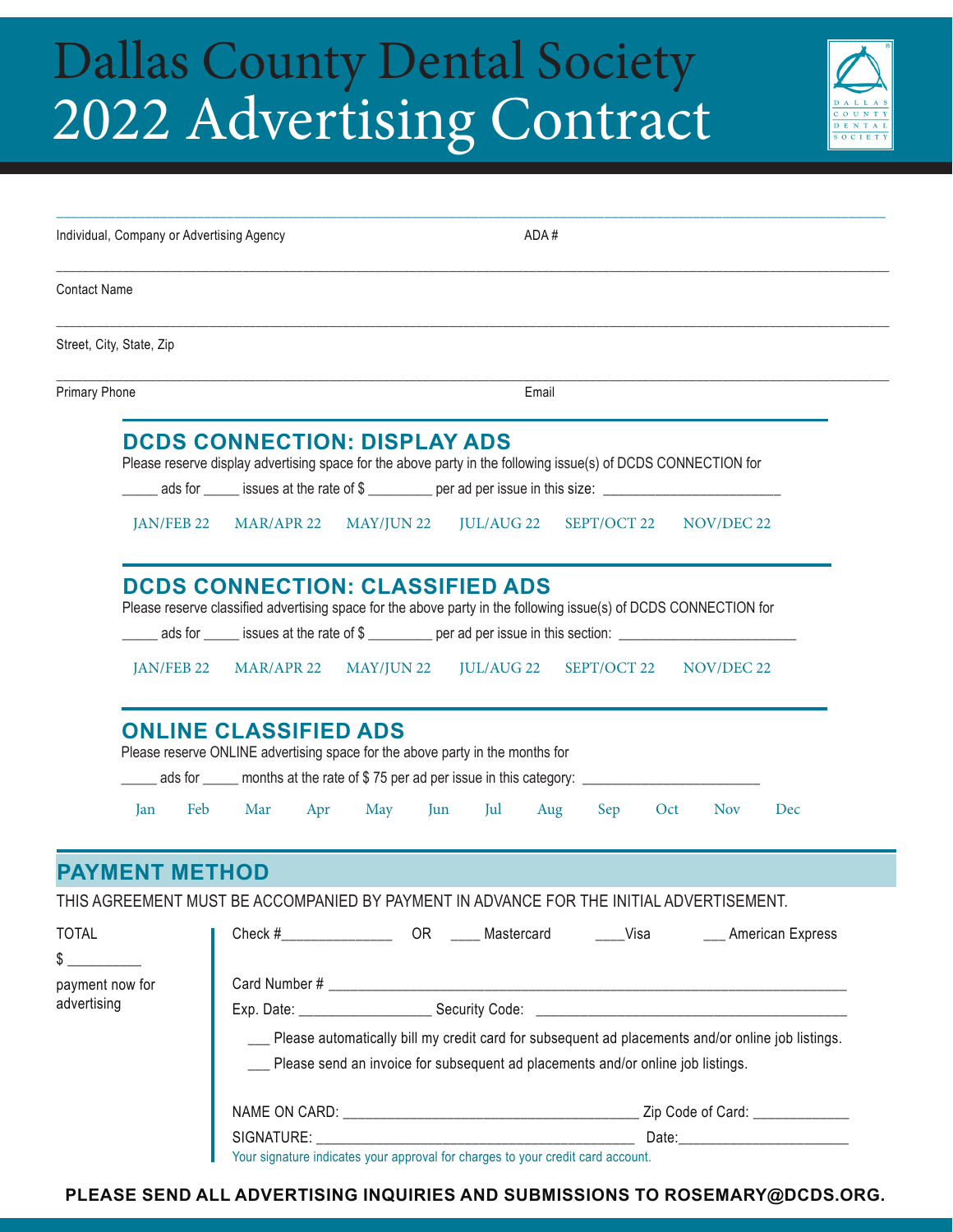# Dallas County Dental Society 2022 Advertising Contract

DALLAS COUNTY DENTAL SOCIETY

_______________________________________________

Individual, Company or Advertising Agency ADA #

_______________________________________________

Contact Name

_______________________________________________

Street, City, State, Zip

_______________________________________________

Primary Phone Email

## DCDS CONNECTION: DISPLAY ADS

Please reserve display advertising space for the above party in the following issue(s) of DCDS CONNECTION for

_____ ads for _____ issues at the rate of $ ________ per ad per issue in this size: ________________________

JAN/FEB 22 MAR/APR 22 MAY/JUN 22 JUL/AUG 22 SEPT/OCT 22 NOV/DEC 22

## DCDS CONNECTION: CLASSIFIED ADS

Please reserve classified advertising space for the above party in the following issue(s) of DCDS CONNECTION for

_____ ads for _____ issues at the rate of $ ________ per ad per issue in this section: ________________________

JAN/FEB 22 MAR/APR 22 MAY/JUN 22 JUL/AUG 22 SEPT/OCT 22 NOV/DEC 22

## ONLINE CLASSIFIED ADS

Please reserve ONLINE advertising space for the above party in the months for

_____ ads for _____ months at the rate of $ 75 per ad per issue in this category: ________________________

Jan Feb Mar Apr May Jun Jul Aug Sep Oct Nov Dec

## PAYMENT METHOD

THIS AGREEMENT MUST BE ACCOMPANIED BY PAYMENT IN ADVANCE FOR THE INITIAL ADVERTISEMENT.

TOTAL

$ __________

payment now for advertising

Check #______________ OR ____ Mastercard ____Visa ___ American Express

Card Number # ________________________________________________________________________

Exp. Date: ________________ Security Code: ________________________________________

___ Please automatically bill my credit card for subsequent ad placements and/or online job listings.

___ Please send an invoice for subsequent ad placements and/or online job listings.

NAME ON CARD: ______________________________________ Zip Code of Card: ____________

SIGNATURE: __________________________________________ Date:______________________

Your signature indicates your approval for charges to your credit card account.

**PLEASE SEND ALL ADVERTISING INQUIRIES AND SUBMISSIONS TO ROSEMARY@DCDS.ORG.**